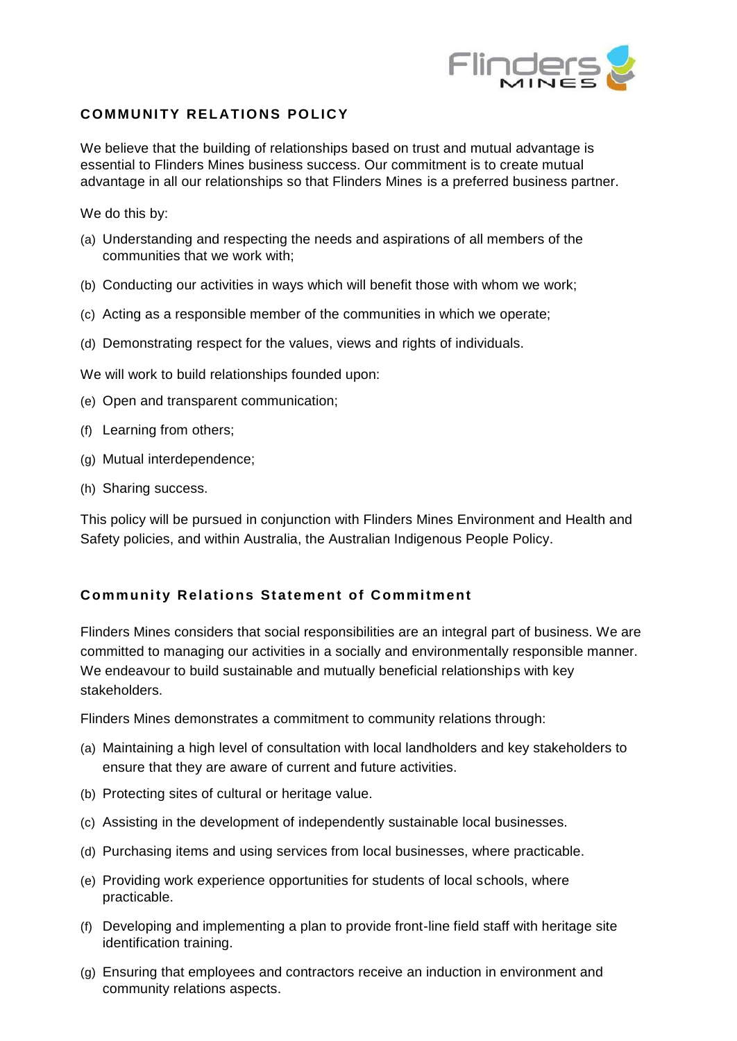# COMMUNITY RELATIONS POLICY

We believe that the building of relationships based on trust and mutual advantage is essential to Flinders Mines business success. Our commitment is to create mutual advantage in all our relationships so that Flinders Mines is a preferred business partner.

We do this by:

(a) Understanding and respecting the needs and aspirations of all members of the communities that we work with;

(b) Conducting our activities in ways which will benefit those with whom we work;

(c) Acting as a responsible member of the communities in which we operate;

(d) Demonstrating respect for the values, views and rights of individuals.

We will work to build relationships founded upon:

(e) Open and transparent communication;

(f) Learning from others;

(g) Mutual interdependence;

(h) Sharing success.

This policy will be pursued in conjunction with Flinders Mines Environment and Health and Safety policies, and within Australia, the Australian Indigenous People Policy.

## Community Relations Statement of Commitment

Flinders Mines considers that social responsibilities are an integral part of business. We are committed to managing our activities in a socially and environmentally responsible manner. We endeavour to build sustainable and mutually beneficial relationships with key stakeholders.

Flinders Mines demonstrates a commitment to community relations through:

(a) Maintaining a high level of consultation with local landholders and key stakeholders to ensure that they are aware of current and future activities.

(b) Protecting sites of cultural or heritage value.

(c) Assisting in the development of independently sustainable local businesses.

(d) Purchasing items and using services from local businesses, where practicable.

(e) Providing work experience opportunities for students of local schools, where practicable.

(f) Developing and implementing a plan to provide front-line field staff with heritage site identification training.

(g) Ensuring that employees and contractors receive an induction in environment and community relations aspects.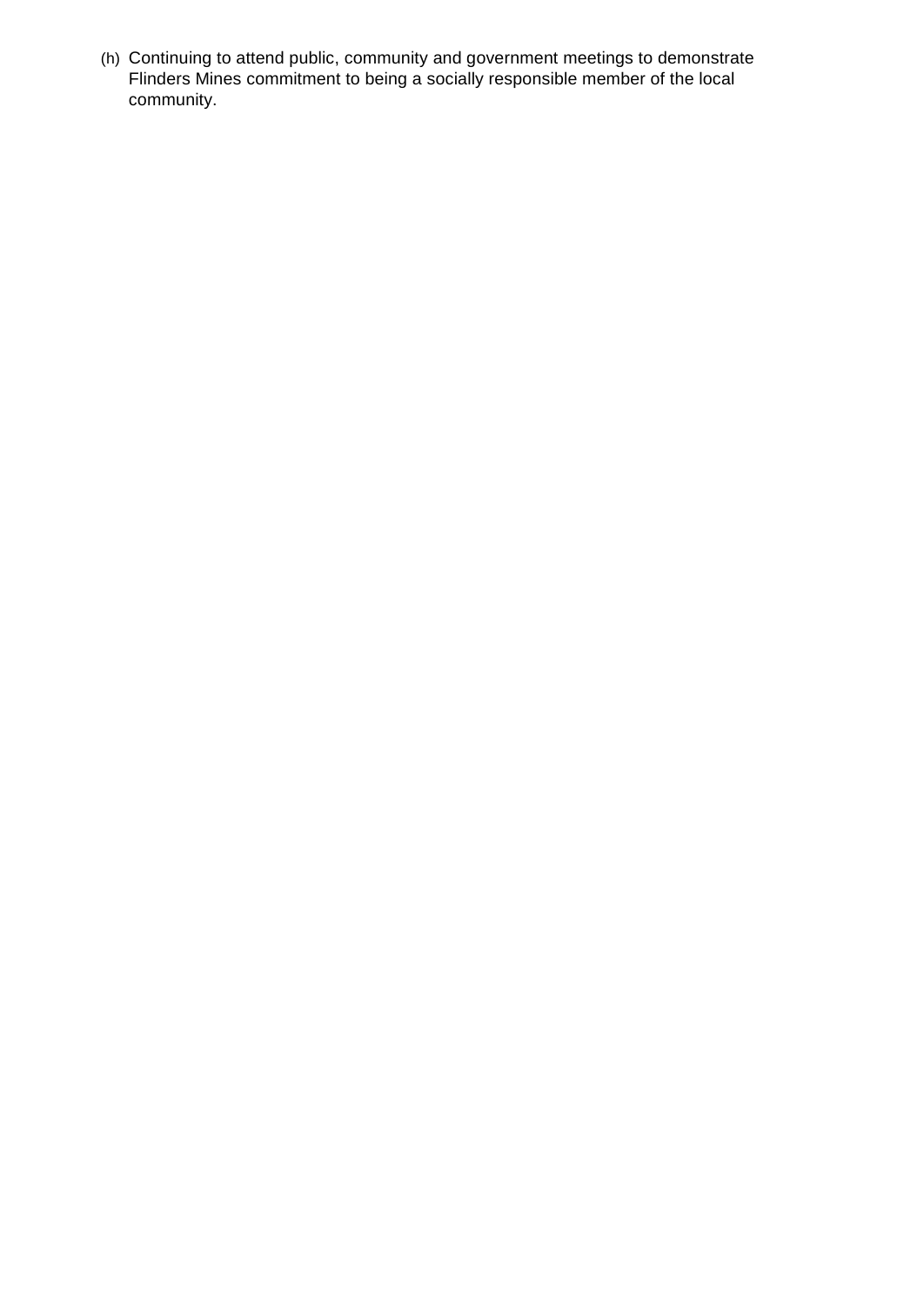(h) Continuing to attend public, community and government meetings to demonstrate Flinders Mines commitment to being a socially responsible member of the local community.